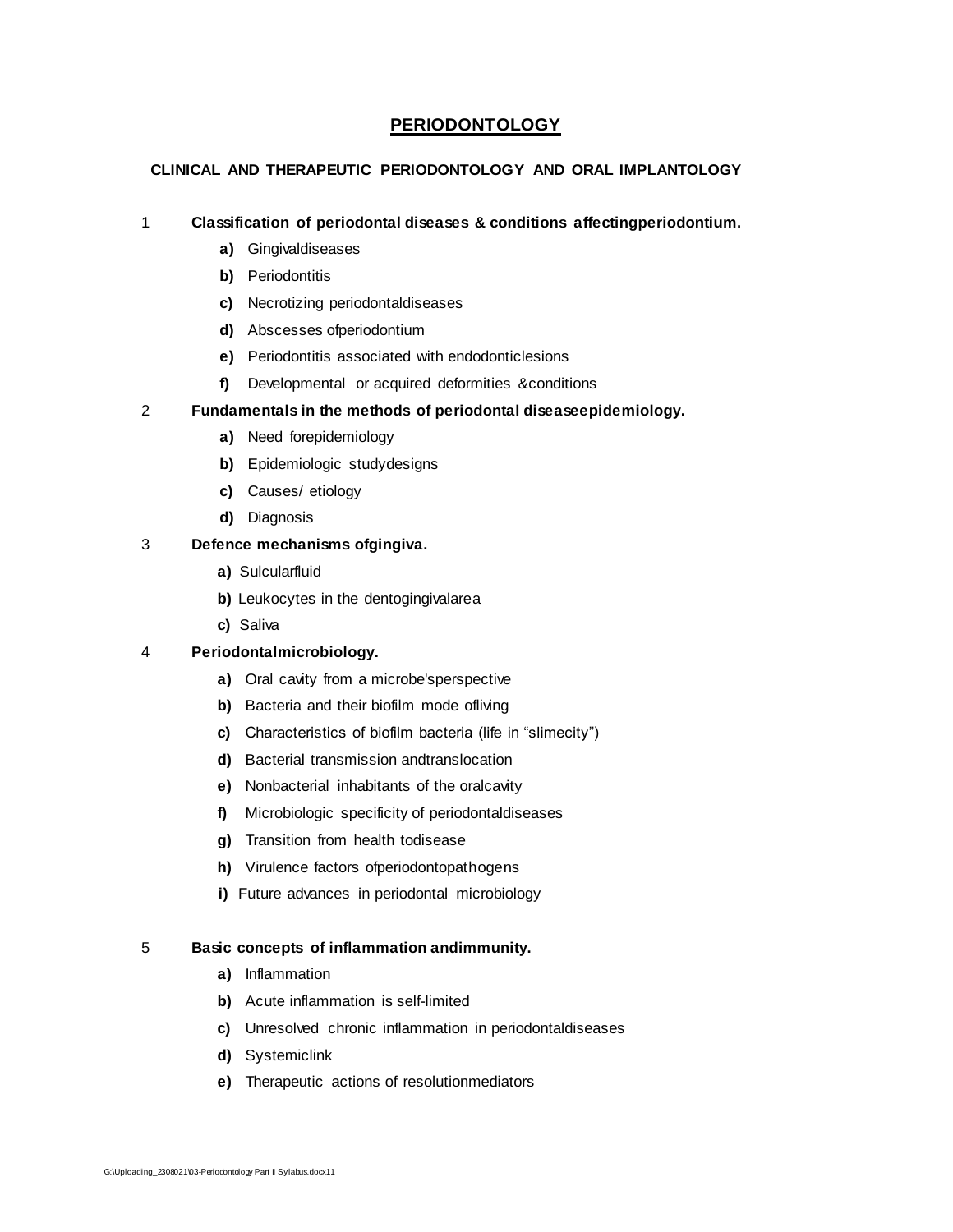# PERIODONTOLOGY

## CLINICAL AND THERAPEUTIC PERIODONTOLOGY AND ORAL IMPLANTOLOGY

1 **Classification of periodontal diseases & conditions affectingperiodontium.**

- **a)** Gingivaldiseases
- **b)** Periodontitis
- **c)** Necrotizing periodontaldiseases
- **d)** Abscesses ofperiodontium
- **e)** Periodontitis associated with endodonticlesions
- **f)** Developmental or acquired deformities &conditions

2 **Fundamentals in the methods of periodontal diseaseepidemiology.**

- **a)** Need forepidemiology
- **b)** Epidemiologic studydesigns
- **c)** Causes/ etiology
- **d)** Diagnosis

3 **Defence mechanisms ofgingiva.**

- **a)** Sulcularfluid
- **b)** Leukocytes in the dentogingivalarea
- **c)** Saliva

4 **Periodontalmicrobiology.**

- **a)** Oral cavity from a microbe'sperspective
- **b)** Bacteria and their biofilm mode ofliving
- **c)** Characteristics of biofilm bacteria (life in "slimecity")
- **d)** Bacterial transmission andtranslocation
- **e)** Nonbacterial inhabitants of the oralcavity
- **f)** Microbiologic specificity of periodontaldiseases
- **g)** Transition from health todisease
- **h)** Virulence factors ofperiodontopathogens
- **i)** Future advances in periodontal microbiology

5 **Basic concepts of inflammation andimmunity.**

- **a)** Inflammation
- **b)** Acute inflammation is self-limited
- **c)** Unresolved chronic inflammation in periodontaldiseases
- **d)** Systemiclink
- **e)** Therapeutic actions of resolutionmediators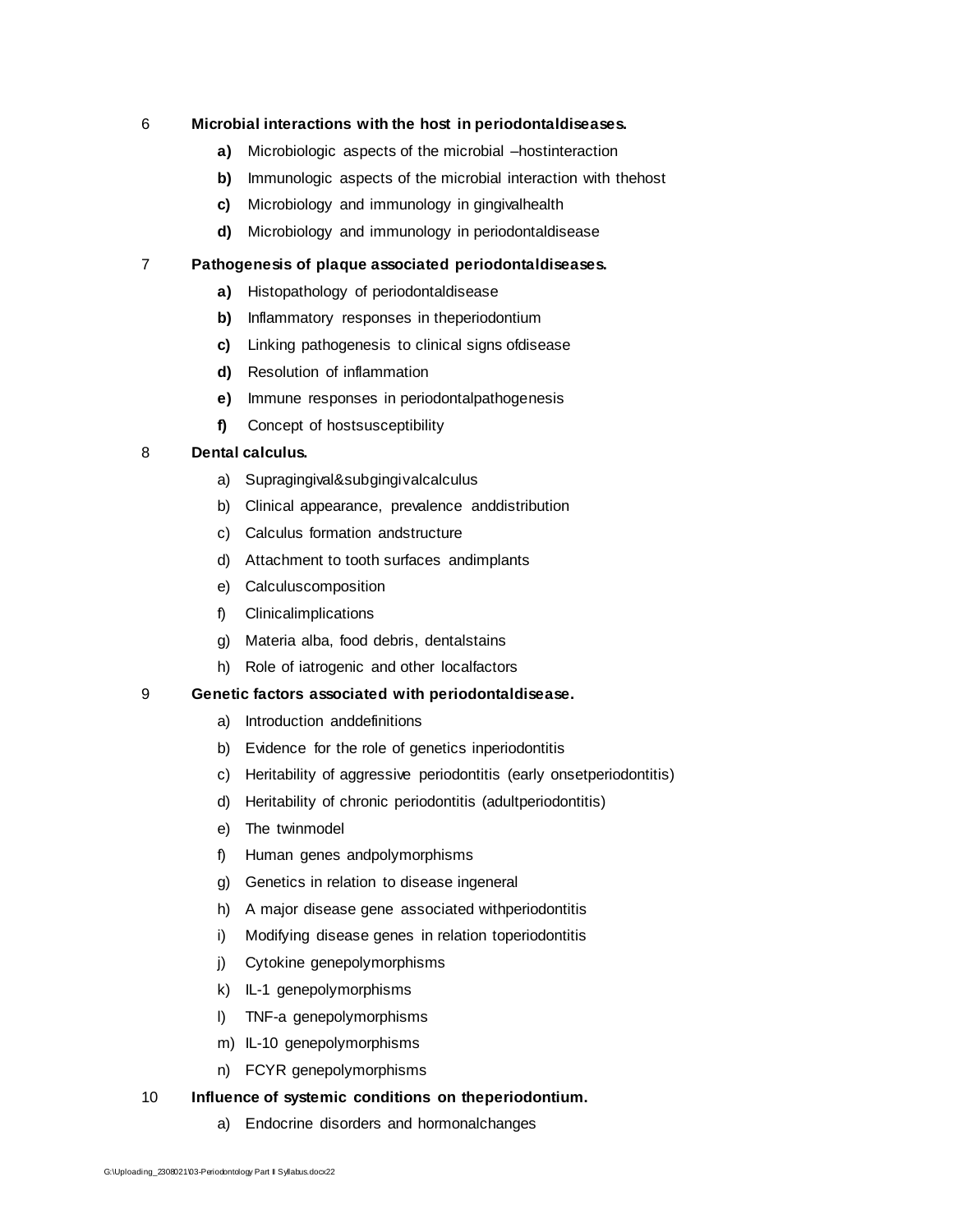6 **Microbial interactions with the host in periodontaldiseases.**

- **a)** Microbiologic aspects of the microbial –hostinteraction
- **b)** Immunologic aspects of the microbial interaction with thehost
- **c)** Microbiology and immunology in gingivalhealth
- **d)** Microbiology and immunology in periodontaldisease

7 **Pathogenesis of plaque associated periodontaldiseases.**

- **a)** Histopathology of periodontaldisease
- **b)** Inflammatory responses in theperiodontium
- **c)** Linking pathogenesis to clinical signs ofdisease
- **d)** Resolution of inflammation
- **e)** Immune responses in periodontalpathogenesis
- **f)** Concept of hostsusceptibility

8 **Dental calculus.**

- a) Supragingival&subgingivalcalculus
- b) Clinical appearance, prevalence anddistribution
- c) Calculus formation andstructure
- d) Attachment to tooth surfaces andimplants
- e) Calculuscomposition
- f) Clinicalimplications
- g) Materia alba, food debris, dentalstains
- h) Role of iatrogenic and other localfactors

9 **Genetic factors associated with periodontaldisease.**

- a) Introduction anddefinitions
- b) Evidence for the role of genetics inperiodontitis
- c) Heritability of aggressive periodontitis (early onsetperiodontitis)
- d) Heritability of chronic periodontitis (adultperiodontitis)
- e) The twinmodel
- f) Human genes andpolymorphisms
- g) Genetics in relation to disease ingeneral
- h) A major disease gene associated withperiodontitis
- i) Modifying disease genes in relation toperiodontitis
- j) Cytokine genepolymorphisms
- k) IL-1 genepolymorphisms
- l) TNF-a genepolymorphisms
- m) IL-10 genepolymorphisms
- n) FCYR genepolymorphisms

10 **Influence of systemic conditions on theperiodontium.**

- a) Endocrine disorders and hormonalchanges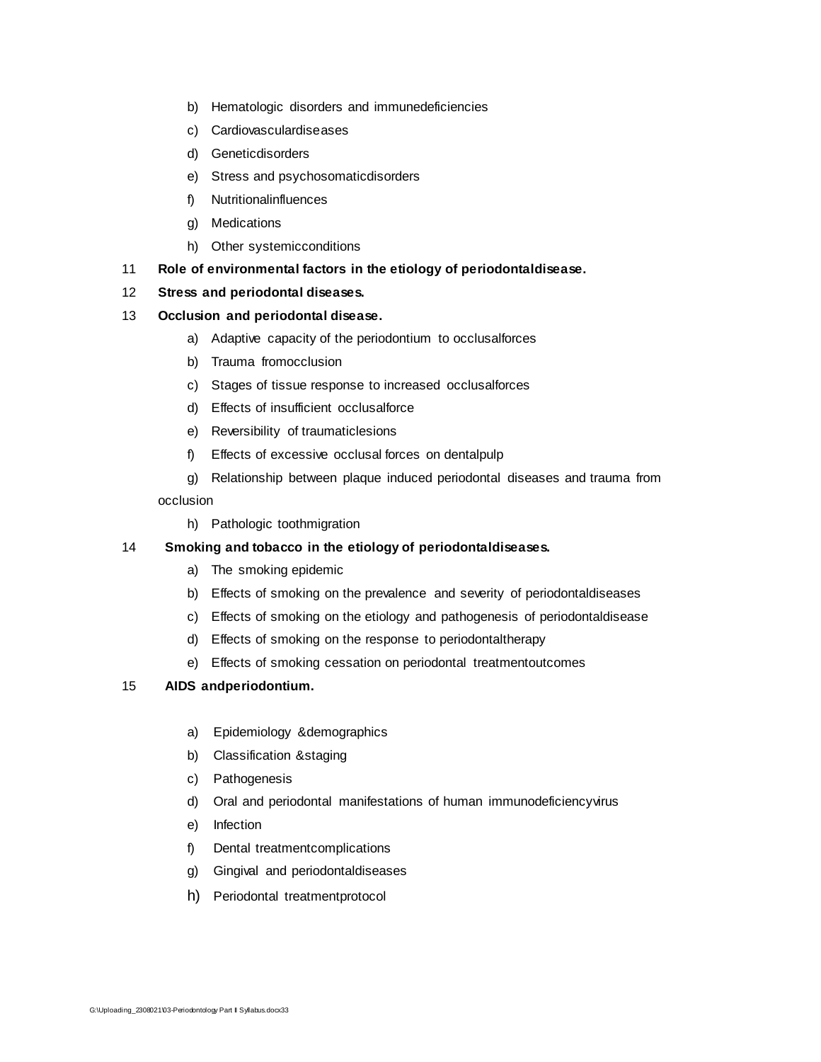b) Hematologic disorders and immunedeficiencies

c) Cardiovasculardiseases

d) Geneticdisorders

e) Stress and psychosomaticdisorders

f) Nutritionalinfluences

g) Medications

h) Other systemicconditions

11 **Role of environmental factors in the etiology of periodontaldisease.**

12 **Stress and periodontal diseases.**

13 **Occlusion and periodontal disease.**

a) Adaptive capacity of the periodontium to occlusalforces

b) Trauma fromocclusion

c) Stages of tissue response to increased occlusalforces

d) Effects of insufficient occlusalforce

e) Reversibility of traumaticlesions

f) Effects of excessive occlusal forces on dentalpulp

g) Relationship between plaque induced periodontal diseases and trauma from occlusion

h) Pathologic toothmigration

14 **Smoking and tobacco in the etiology of periodontaldiseases.**

a) The smoking epidemic

b) Effects of smoking on the prevalence and severity of periodontaldiseases

c) Effects of smoking on the etiology and pathogenesis of periodontaldisease

d) Effects of smoking on the response to periodontaltherapy

e) Effects of smoking cessation on periodontal treatmentoutcomes

15 **AIDS andperiodontium.**

a) Epidemiology &demographics

b) Classification &staging

c) Pathogenesis

d) Oral and periodontal manifestations of human immunodeficiencyvirus

e) Infection

f) Dental treatmentcomplications

g) Gingival and periodontaldiseases

h) Periodontal treatmentprotocol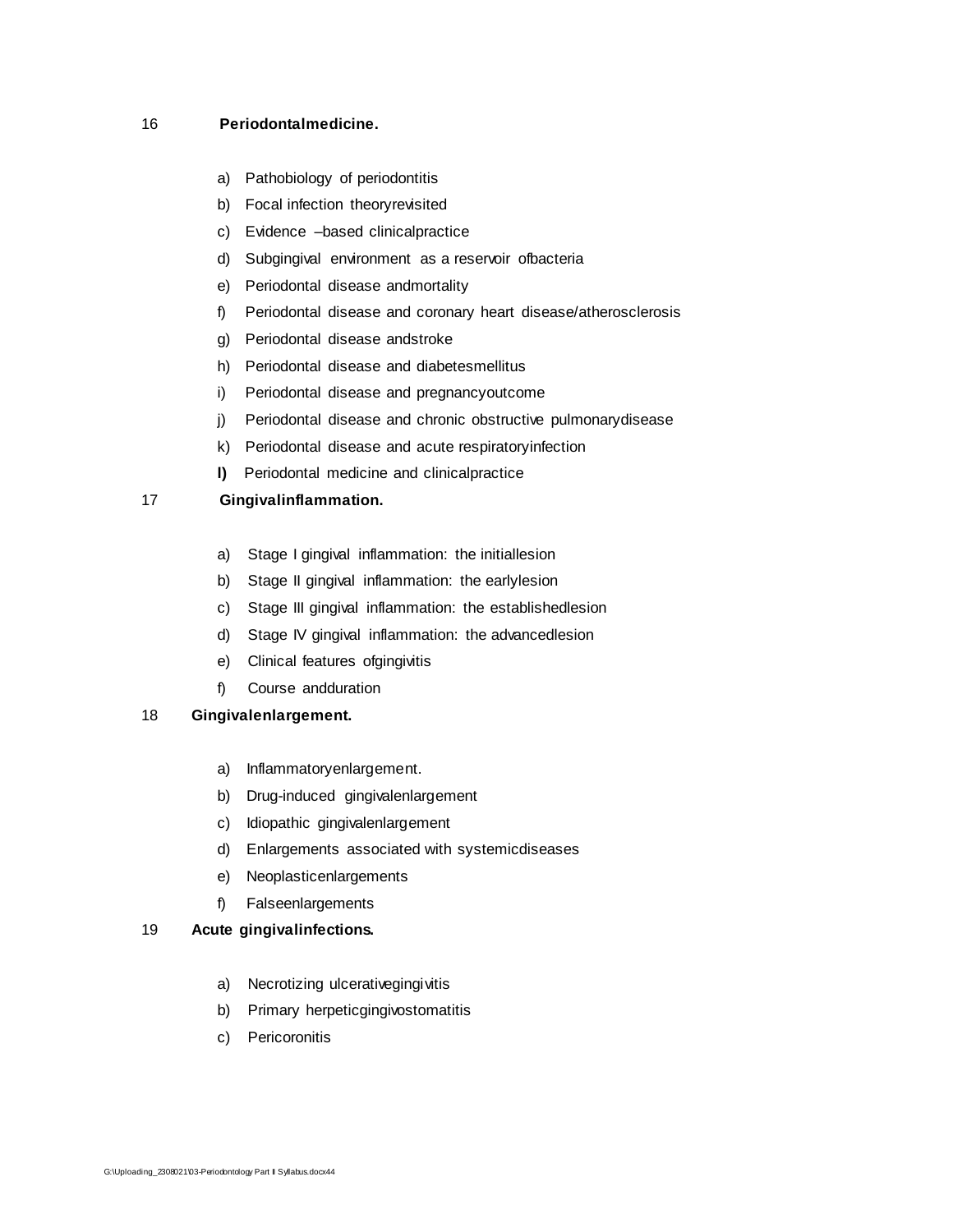16 **Periodontalmedicine.**

a) Pathobiology of periodontitis
b) Focal infection theoryrevisited
c) Evidence –based clinicalpractice
d) Subgingival environment as a reservoir ofbacteria
e) Periodontal disease andmortality
f) Periodontal disease and coronary heart disease/atherosclerosis
g) Periodontal disease andstroke
h) Periodontal disease and diabetesmellitus
i) Periodontal disease and pregnancyoutcome
j) Periodontal disease and chronic obstructive pulmonarydisease
k) Periodontal disease and acute respiratoryinfection
**l)** Periodontal medicine and clinicalpractice

17 **Gingivalinflammation.**

a) Stage I gingival inflammation: the initiallesion
b) Stage II gingival inflammation: the earlylesion
c) Stage III gingival inflammation: the establishedlesion
d) Stage IV gingival inflammation: the advancedlesion
e) Clinical features ofgingivitis
f) Course andduration

18 **Gingivalenlargement.**

a) Inflammatoryenlargement.
b) Drug-induced gingivalenlargement
c) Idiopathic gingivalenlargement
d) Enlargements associated with systemicdiseases
e) Neoplasticenlargements
f) Falseenlargements

19 **Acute gingivalinfections.**

a) Necrotizing ulcerativegingivitis
b) Primary herpeticgingivostomatitis
c) Pericoronitis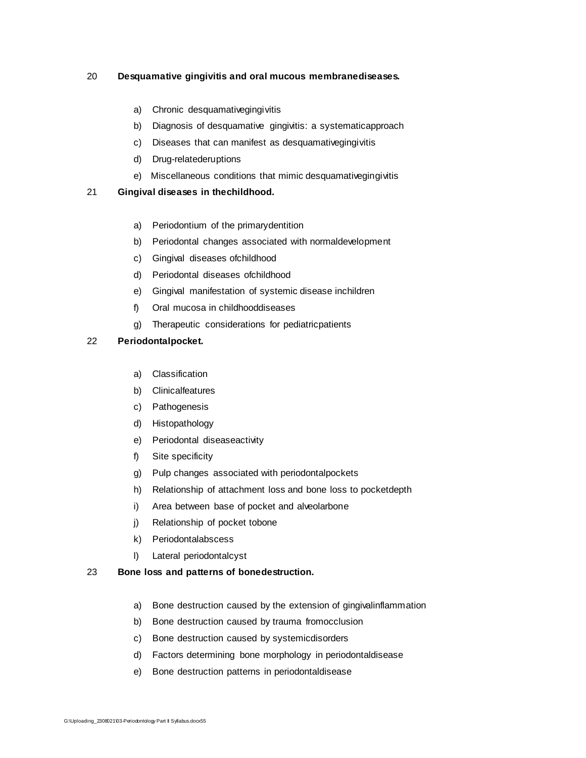20 **Desquamative gingivitis and oral mucous membranediseases.**

a) Chronic desquamativegingivitis
b) Diagnosis of desquamative gingivitis: a systematicapproach
c) Diseases that can manifest as desquamativegingivitis
d) Drug-relatederuptions
e) Miscellaneous conditions that mimic desquamativegingivitis

21 **Gingival diseases in thechildhood.**

a) Periodontium of the primarydentition
b) Periodontal changes associated with normaldevelopment
c) Gingival diseases ofchildhood
d) Periodontal diseases ofchildhood
e) Gingival manifestation of systemic disease inchildren
f) Oral mucosa in childhooddiseases
g) Therapeutic considerations for pediatricpatients

22 **Periodontalpocket.**

a) Classification
b) Clinicalfeatures
c) Pathogenesis
d) Histopathology
e) Periodontal diseaseactivity
f) Site specificity
g) Pulp changes associated with periodontalpockets
h) Relationship of attachment loss and bone loss to pocketdepth
i) Area between base of pocket and alveolarbone
j) Relationship of pocket tobone
k) Periodontalabscess
l) Lateral periodontalcyst

23 **Bone loss and patterns of bonedestruction.**

a) Bone destruction caused by the extension of gingivalinflammation
b) Bone destruction caused by trauma fromocclusion
c) Bone destruction caused by systemicdisorders
d) Factors determining bone morphology in periodontaldisease
e) Bone destruction patterns in periodontaldisease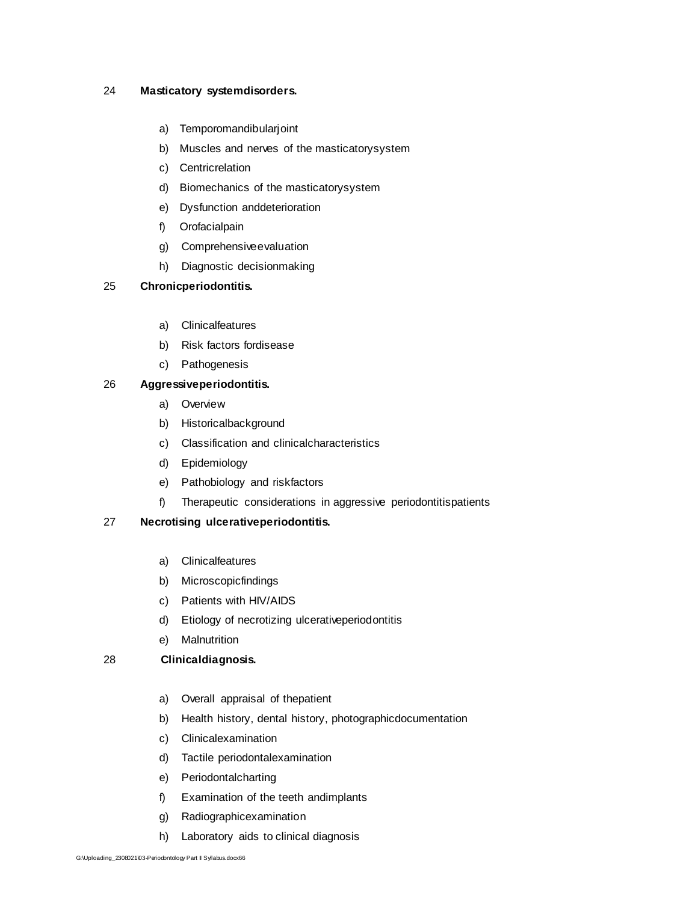24 **Masticatory systemdisorders.**

a) Temporomandibularjoint
b) Muscles and nerves of the masticatorysystem
c) Centricrelation
d) Biomechanics of the masticatorysystem
e) Dysfunction anddeterioration
f) Orofacialpain
g) Comprehensiveevaluation
h) Diagnostic decisionmaking

25 **Chronicperiodontitis.**

a) Clinicalfeatures
b) Risk factors fordisease
c) Pathogenesis

26 **Aggressiveperiodontitis.**

a) Overview
b) Historicalbackground
c) Classification and clinicalcharacteristics
d) Epidemiology
e) Pathobiology and riskfactors
f) Therapeutic considerations in aggressive periodontitispatients

27 **Necrotising ulcerativeperiodontitis.**

a) Clinicalfeatures
b) Microscopicfindings
c) Patients with HIV/AIDS
d) Etiology of necrotizing ulcerativeperiodontitis
e) Malnutrition

28 **Clinicaldiagnosis.**

a) Overall appraisal of thepatient
b) Health history, dental history, photographicdocumentation
c) Clinicalexamination
d) Tactile periodontalexamination
e) Periodontalcharting
f) Examination of the teeth andimplants
g) Radiographicexamination
h) Laboratory aids to clinical diagnosis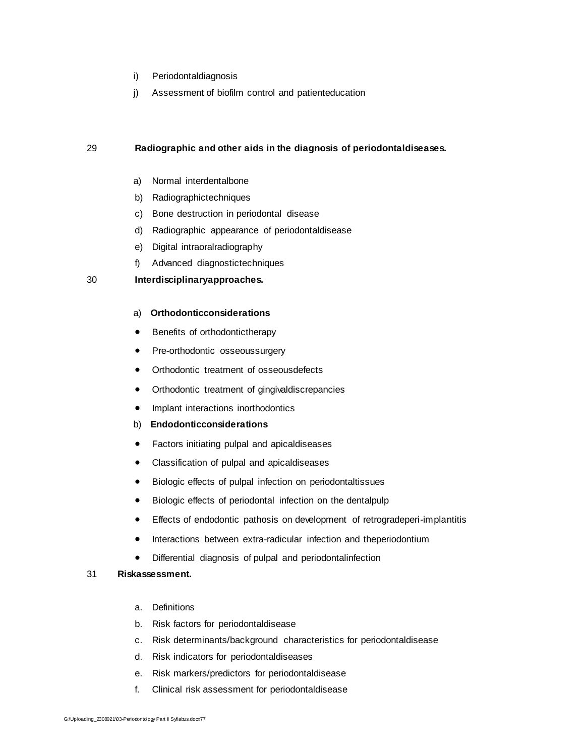i) Periodontaldiagnosis
j) Assessment of biofilm control and patienteducation

29 **Radiographic and other aids in the diagnosis of periodontaldiseases.**

a) Normal interdentalbone
b) Radiographictechniques
c) Bone destruction in periodontal disease
d) Radiographic appearance of periodontaldisease
e) Digital intraoralradiography
f) Advanced diagnostictechniques

30 **Interdisciplinaryapproaches.**

a) **Orthodonticconsiderations**

- Benefits of orthodontictherapy
- Pre-orthodontic osseoussurgery
- Orthodontic treatment of osseousdefects
- Orthodontic treatment of gingivaldiscrepancies
- Implant interactions inorthodontics

b) **Endodonticconsiderations**

- Factors initiating pulpal and apicaldiseases
- Classification of pulpal and apicaldiseases
- Biologic effects of pulpal infection on periodontaltissues
- Biologic effects of periodontal infection on the dentalpulp
- Effects of endodontic pathosis on development of retrogradeperi-implantitis
- Interactions between extra-radicular infection and theperiodontium
- Differential diagnosis of pulpal and periodontalinfection

31 **Riskassessment.**

a. Definitions
b. Risk factors for periodontaldisease
c. Risk determinants/background characteristics for periodontaldisease
d. Risk indicators for periodontaldiseases
e. Risk markers/predictors for periodontaldisease
f. Clinical risk assessment for periodontaldisease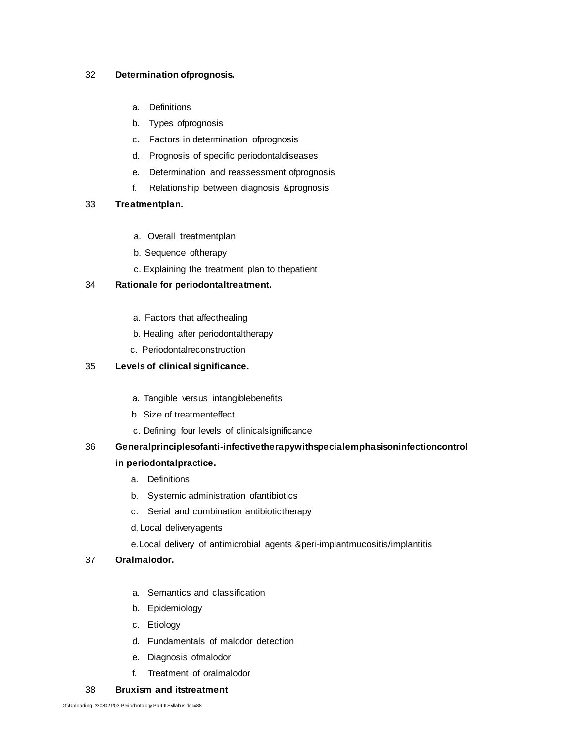32 **Determination ofprognosis.**

a. Definitions
b. Types ofprognosis
c. Factors in determination ofprognosis
d. Prognosis of specific periodontaldiseases
e. Determination and reassessment ofprognosis
f. Relationship between diagnosis &prognosis

33 **Treatmentplan.**

a. Overall treatmentplan
b. Sequence oftherapy
c. Explaining the treatment plan to thepatient

34 **Rationale for periodontaltreatment.**

a. Factors that affecthealing
b. Healing after periodontaltherapy
c. Periodontalreconstruction

35 **Levels of clinical significance.**

a. Tangible versus intangiblebenefits
b. Size of treatmenteffect
c. Defining four levels of clinicalsignificance

36 **Generalprinciplesofanti-infectivetherapywithspecialemphasisoninfectioncontrol in periodontalpractice.**

a. Definitions
b. Systemic administration ofantibiotics
c. Serial and combination antibiotictherapy
d. Local deliveryagents
e. Local delivery of antimicrobial agents &peri-implantmucositis/implantitis

37 **Oralmalodor.**

a. Semantics and classification
b. Epidemiology
c. Etiology
d. Fundamentals of malodor detection
e. Diagnosis ofmalodor
f. Treatment of oralmalodor

38 **Bruxism and itstreatment**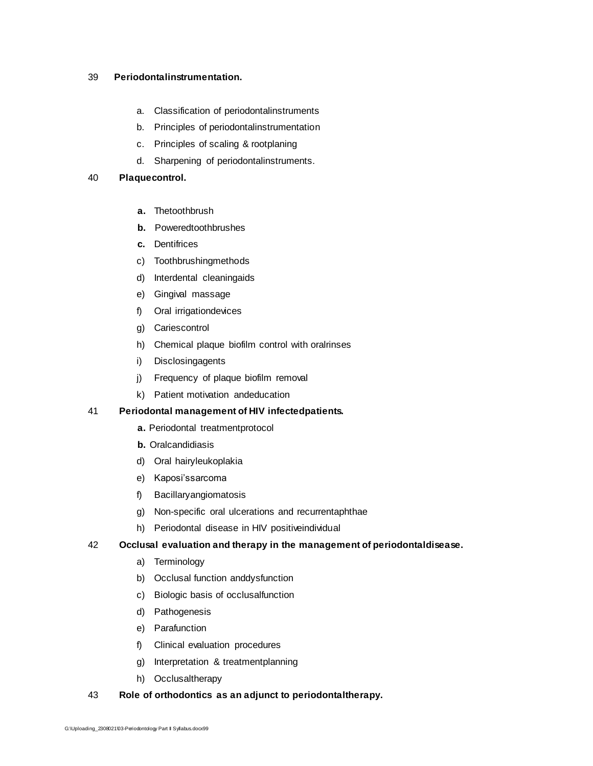39 **Periodontalinstrumentation.**

a. Classification of periodontalinstruments
b. Principles of periodontalinstrumentation
c. Principles of scaling & rootplaning
d. Sharpening of periodontalinstruments.

40 **Plaquecontrol.**

**a.** Thetoothbrush
**b.** Poweredtoothbrushes
**c.** Dentifrices
c) Toothbrushingmethods
d) Interdental cleaningaids
e) Gingival massage
f) Oral irrigationdevices
g) Cariescontrol
h) Chemical plaque biofilm control with oralrinses
i) Disclosingagents
j) Frequency of plaque biofilm removal
k) Patient motivation andeducation

41 **Periodontal management of HIV infectedpatients.**

**a.** Periodontal treatmentprotocol
**b.** Oralcandidiasis
d) Oral hairyleukoplakia
e) Kaposi'ssarcoma
f) Bacillaryangiomatosis
g) Non-specific oral ulcerations and recurrentaphthae
h) Periodontal disease in HIV positiveindividual

42 **Occlusal evaluation and therapy in the management of periodontaldisease.**

a) Terminology
b) Occlusal function anddysfunction
c) Biologic basis of occlusalfunction
d) Pathogenesis
e) Parafunction
f) Clinical evaluation procedures
g) Interpretation & treatmentplanning
h) Occlusaltherapy

43 **Role of orthodontics as an adjunct to periodontaltherapy.**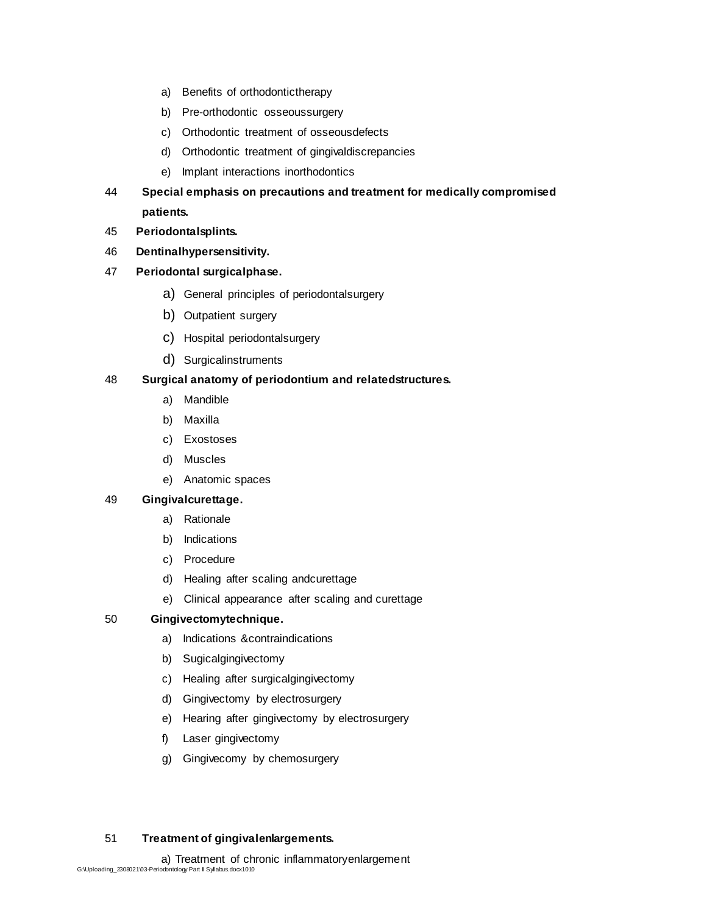a) Benefits of orthodontictherapy
b) Pre-orthodontic osseoussurgery
c) Orthodontic treatment of osseousdefects
d) Orthodontic treatment of gingivaldiscrepancies
e) Implant interactions inorthodontics

44 **Special emphasis on precautions and treatment for medically compromised patients.**

45 **Periodontalsplints.**

46 **Dentinalhypersensitivity.**

47 **Periodontal surgicalphase.**

a) General principles of periodontalsurgery
b) Outpatient surgery
c) Hospital periodontalsurgery
d) Surgicalinstruments

48 **Surgical anatomy of periodontium and relatedstructures.**

a) Mandible
b) Maxilla
c) Exostoses
d) Muscles
e) Anatomic spaces

49 **Gingivalcurettage.**

a) Rationale
b) Indications
c) Procedure
d) Healing after scaling andcurettage
e) Clinical appearance after scaling and curettage

50 **Gingivectomytechnique.**

a) Indications &contraindications
b) Sugicalgingivectomy
c) Healing after surgicalgingivectomy
d) Gingivectomy by electrosurgery
e) Hearing after gingivectomy by electrosurgery
f) Laser gingivectomy
g) Gingivecomy by chemosurgery

51 **Treatment of gingivalenlargements.**

a) Treatment of chronic inflammatoryenlargement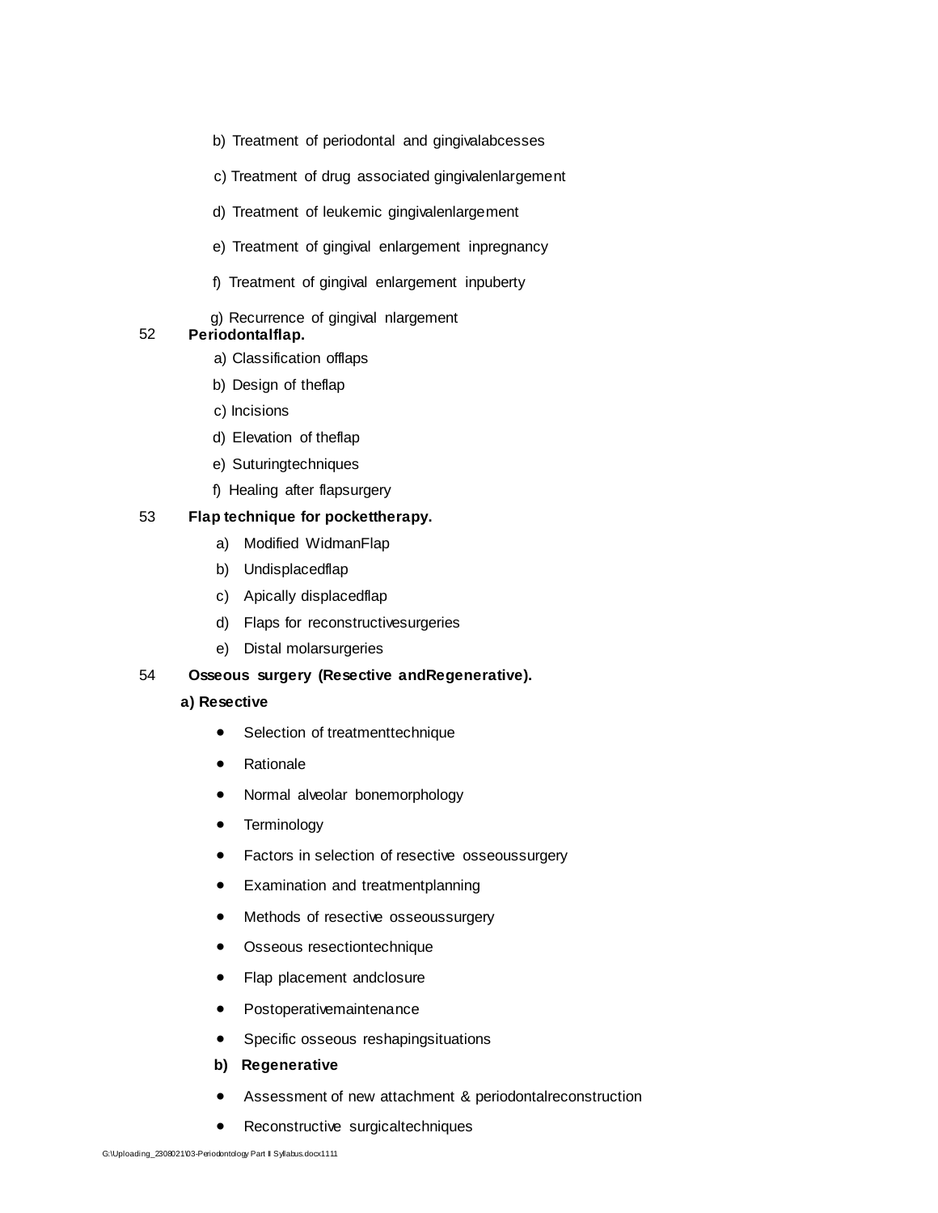b) Treatment of periodontal and gingivalabcesses

c) Treatment of drug associated gingivalenlargement

d) Treatment of leukemic gingivalenlargement

e) Treatment of gingival enlargement inpregnancy

f) Treatment of gingival enlargement inpuberty

g) Recurrence of gingival nlargement

52 **Periodontalflap.**

a) Classification offlaps

b) Design of theflap

c) Incisions

d) Elevation of theflap

e) Suturingtechniques

f) Healing after flapsurgery

53 **Flap technique for pockettherapy.**

a) Modified WidmanFlap

b) Undisplacedflap

c) Apically displacedflap

d) Flaps for reconstructivesurgeries

e) Distal molarsurgeries

54 **Osseous surgery (Resective andRegenerative).**

**a) Resective**

- Selection of treatmenttechnique
- Rationale
- Normal alveolar bonemorphology
- Terminology
- Factors in selection of resective osseoussurgery
- Examination and treatmentplanning
- Methods of resective osseoussurgery
- Osseous resectiontechnique
- Flap placement andclosure
- Postoperativemaintenance
- Specific osseous reshapingsituations

**b) Regenerative**

- Assessment of new attachment & periodontalreconstruction
- Reconstructive surgicaltechniques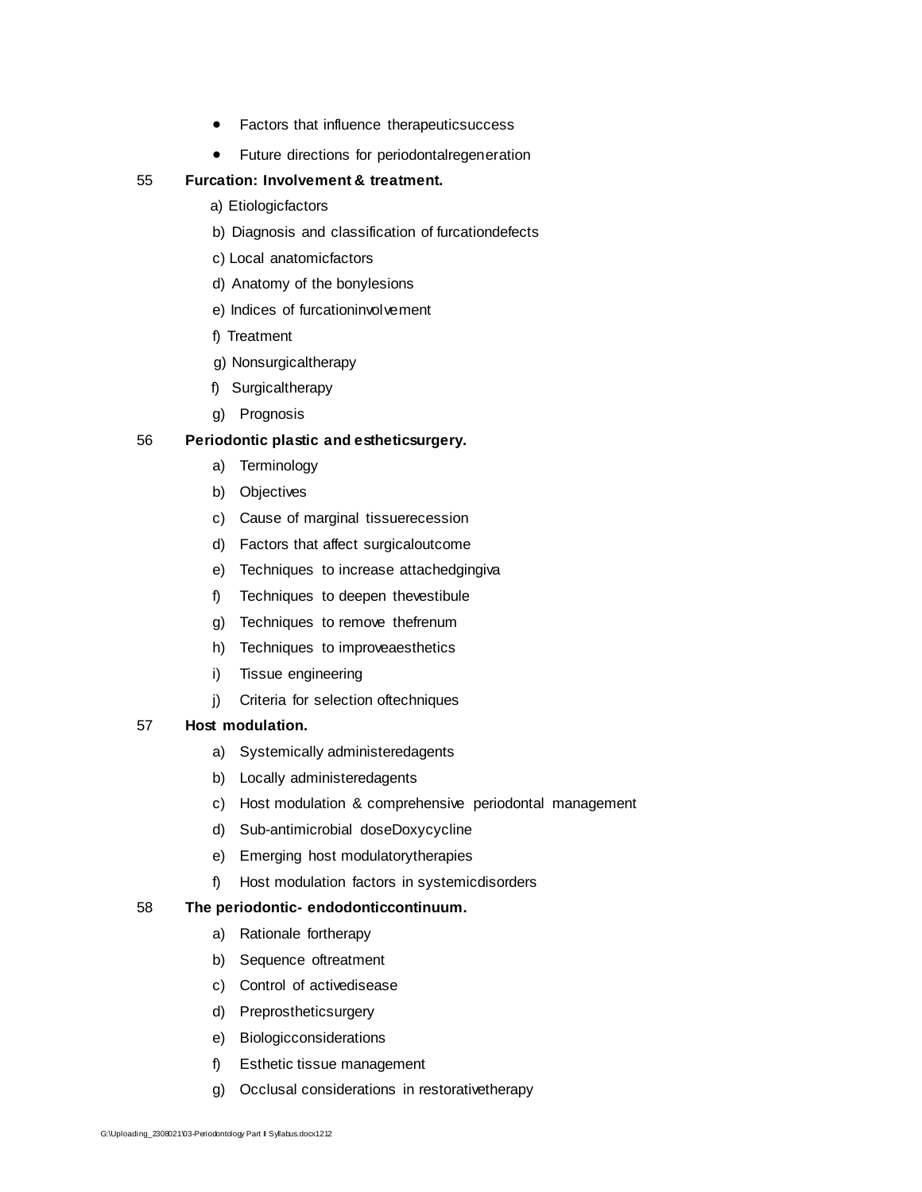- Factors that influence therapeuticsuccess
- Future directions for periodontalregeneration

55 **Furcation: Involvement & treatment.**

a) Etiologicfactors
b) Diagnosis and classification of furcationdefects
c) Local anatomicfactors
d) Anatomy of the bonylesions
e) Indices of furcationinvolvement
f) Treatment
g) Nonsurgicaltherapy
f) Surgicaltherapy
g) Prognosis

56 **Periodontic plastic and estheticsurgery.**

a) Terminology
b) Objectives
c) Cause of marginal tissuerecession
d) Factors that affect surgicaloutcome
e) Techniques to increase attachedgingiva
f) Techniques to deepen thevestibule
g) Techniques to remove thefrenum
h) Techniques to improveaesthetics
i) Tissue engineering
j) Criteria for selection oftechniques

57 **Host modulation.**

a) Systemically administeredagents
b) Locally administeredagents
c) Host modulation & comprehensive periodontal management
d) Sub-antimicrobial doseDoxycycline
e) Emerging host modulatorytherapies
f) Host modulation factors in systemicdisorders

58 **The periodontic- endodonticcontinuum.**

a) Rationale fortherapy
b) Sequence oftreatment
c) Control of activedisease
d) Preprostheticsurgery
e) Biologicconsiderations
f) Esthetic tissue management
g) Occlusal considerations in restorativetherapy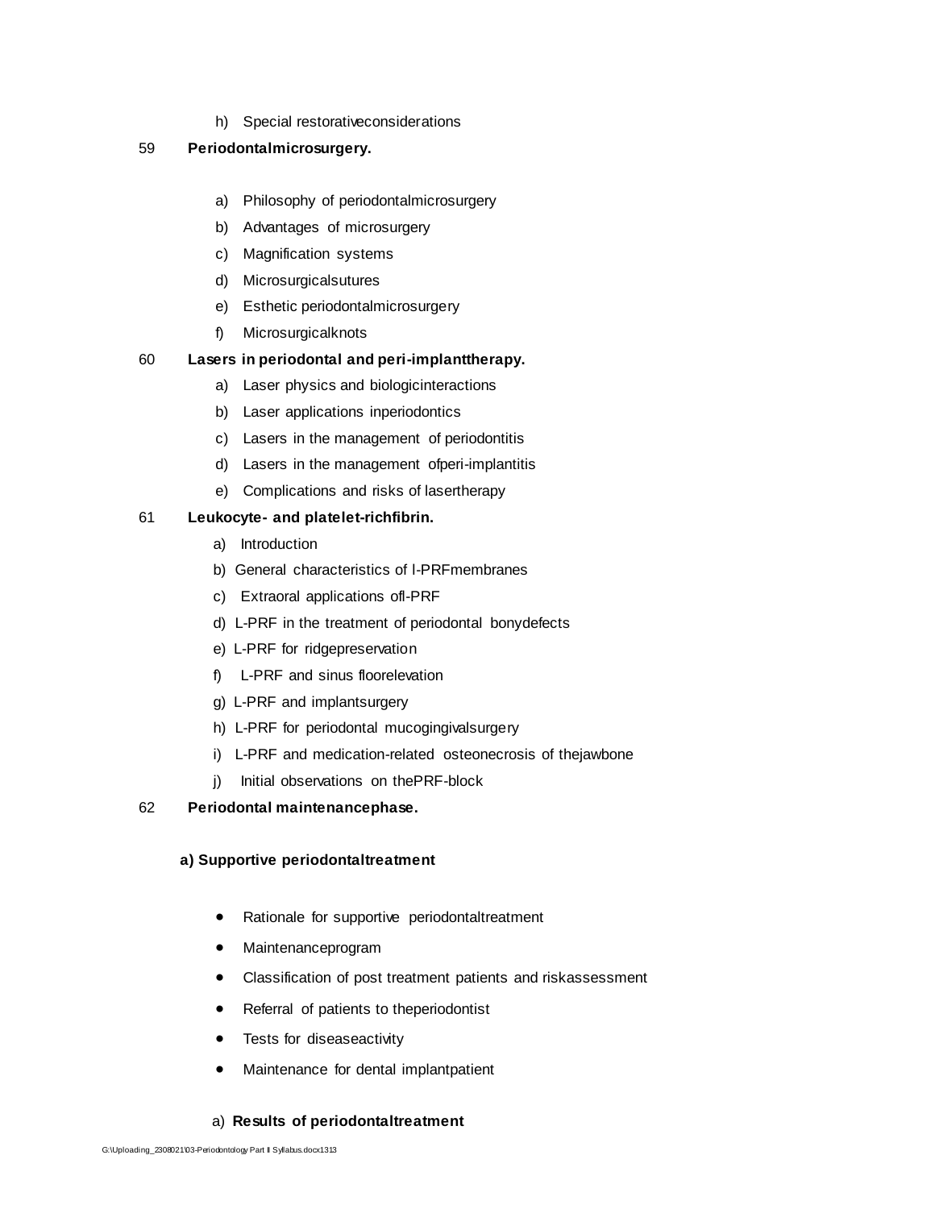h) Special restorativeconsiderations

59 **Periodontalmicrosurgery.**

a) Philosophy of periodontalmicrosurgery
b) Advantages of microsurgery
c) Magnification systems
d) Microsurgicalsutures
e) Esthetic periodontalmicrosurgery
f) Microsurgicalknots

60 **Lasers in periodontal and peri-implanttherapy.**

a) Laser physics and biologicinteractions
b) Laser applications inperiodontics
c) Lasers in the management of periodontitis
d) Lasers in the management ofperi-implantitis
e) Complications and risks of lasertherapy

61 **Leukocyte- and platelet-richfibrin.**

a) Introduction
b) General characteristics of l-PRFmembranes
c) Extraoral applications ofl-PRF
d) L-PRF in the treatment of periodontal bonydefects
e) L-PRF for ridgepreservation
f) L-PRF and sinus floorelevation
g) L-PRF and implantsurgery
h) L-PRF for periodontal mucogingivalsurgery
i) L-PRF and medication-related osteonecrosis of thejawbone
j) Initial observations on thePRF-block

62 **Periodontal maintenancephase.**

**a) Supportive periodontaltreatment**

- Rationale for supportive periodontaltreatment
- Maintenanceprogram
- Classification of post treatment patients and riskassessment
- Referral of patients to theperiodontist
- Tests for diseaseactivity
- Maintenance for dental implantpatient

a) **Results of periodontaltreatment**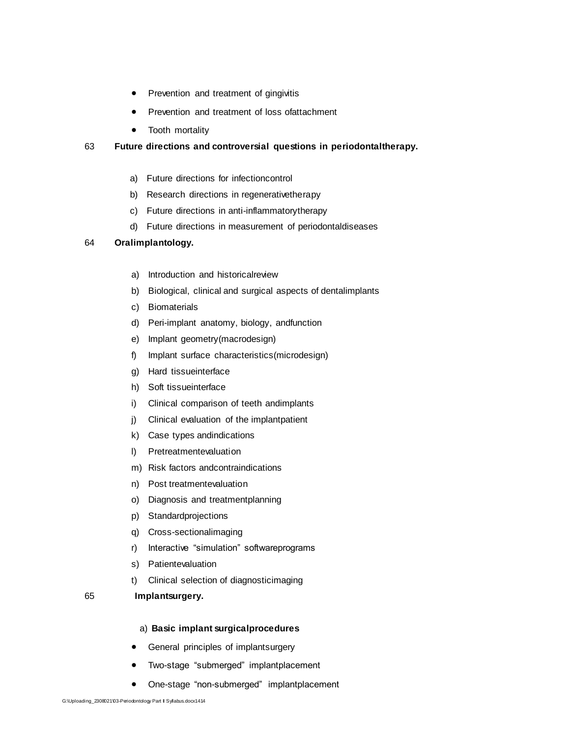- Prevention and treatment of gingivitis
- Prevention and treatment of loss ofattachment
- Tooth mortality

63 **Future directions and controversial questions in periodontaltherapy.**

a) Future directions for infectioncontrol
b) Research directions in regenerativetherapy
c) Future directions in anti-inflammatorytherapy
d) Future directions in measurement of periodontaldiseases

64 **Oralimplantology.**

a) Introduction and historicalreview
b) Biological, clinical and surgical aspects of dentalimplants
c) Biomaterials
d) Peri-implant anatomy, biology, andfunction
e) Implant geometry(macrodesign)
f) Implant surface characteristics(microdesign)
g) Hard tissueinterface
h) Soft tissueinterface
i) Clinical comparison of teeth andimplants
j) Clinical evaluation of the implantpatient
k) Case types andindications
l) Pretreatmentevaluation
m) Risk factors andcontraindications
n) Post treatmentevaluation
o) Diagnosis and treatmentplanning
p) Standardprojections
q) Cross-sectionalimaging
r) Interactive "simulation" softwareprograms
s) Patientevaluation
t) Clinical selection of diagnosticimaging

65 **Implantsurgery.**

a) **Basic implant surgicalprocedures**

- General principles of implantsurgery
- Two-stage "submerged" implantplacement
- One-stage "non-submerged" implantplacement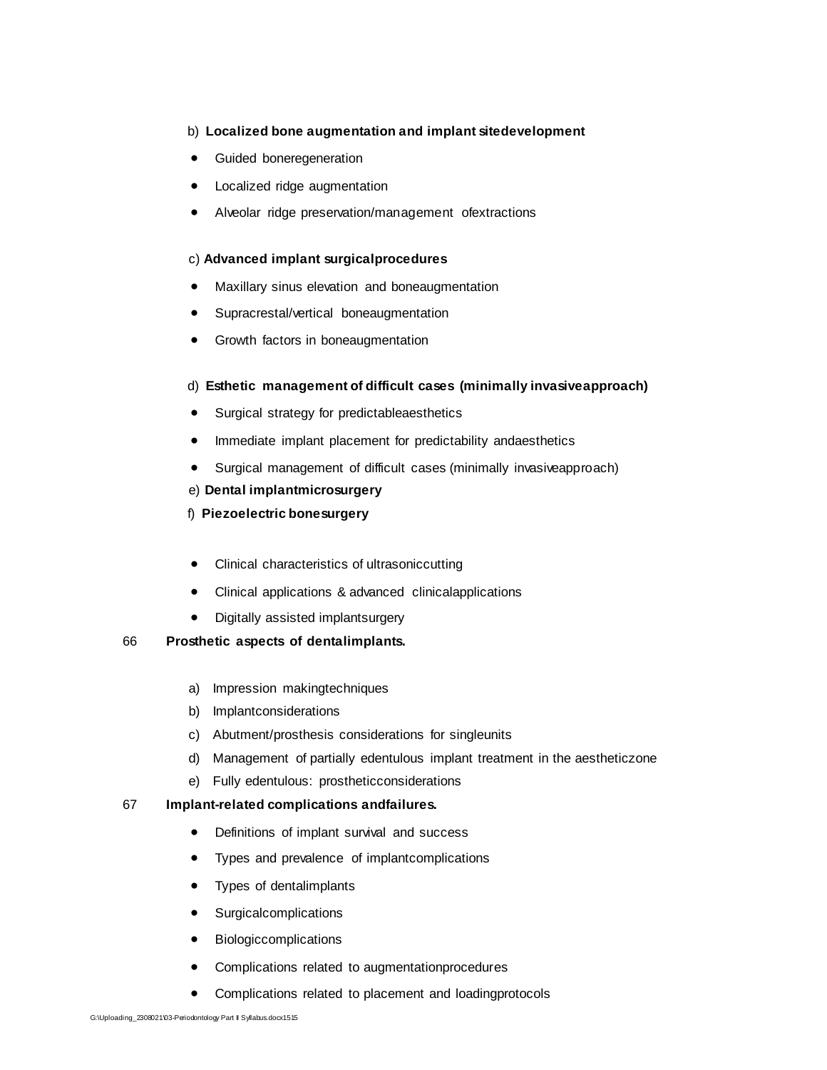b) **Localized bone augmentation and implant sitedevelopment**

- Guided boneregeneration
- Localized ridge augmentation
- Alveolar ridge preservation/management ofextractions

c) **Advanced implant surgicalprocedures**

- Maxillary sinus elevation and boneaugmentation
- Supracrestal/vertical boneaugmentation
- Growth factors in boneaugmentation

d) **Esthetic management of difficult cases (minimally invasiveapproach)**

- Surgical strategy for predictableaesthetics
- Immediate implant placement for predictability andaesthetics
- Surgical management of difficult cases (minimally invasiveapproach)

e) **Dental implantmicrosurgery**

f) **Piezoelectric bonesurgery**

- Clinical characteristics of ultrasoniccutting
- Clinical applications & advanced clinicalapplications
- Digitally assisted implantsurgery

66 **Prosthetic aspects of dentalimplants.**

a) Impression makingtechniques
b) Implantconsiderations
c) Abutment/prosthesis considerations for singleunits
d) Management of partially edentulous implant treatment in the aestheticzone
e) Fully edentulous: prostheticconsiderations

67 **Implant-related complications andfailures.**

- Definitions of implant survival and success
- Types and prevalence of implantcomplications
- Types of dentalimplants
- Surgicalcomplications
- Biologiccomplications
- Complications related to augmentationprocedures
- Complications related to placement and loadingprotocols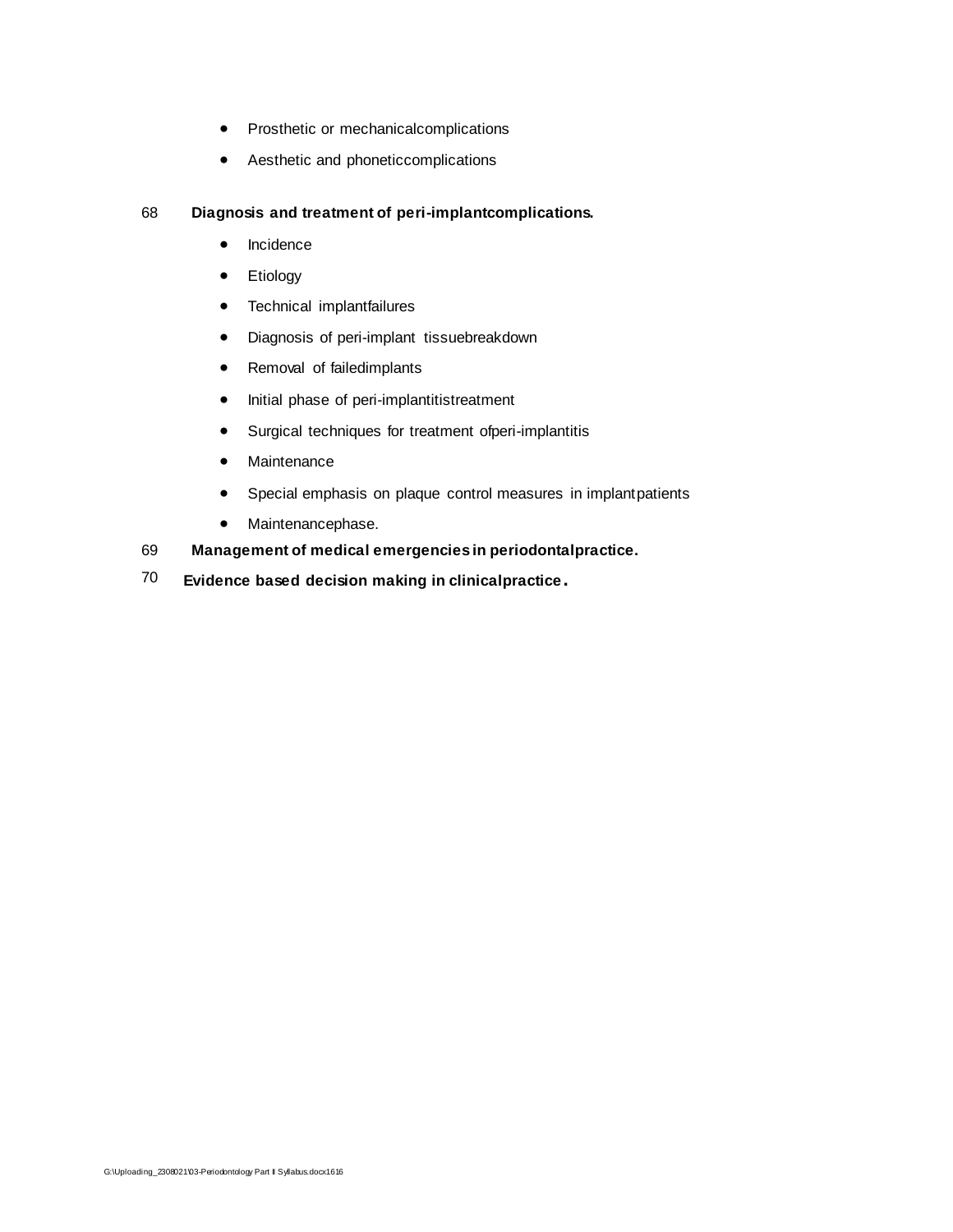- Prosthetic or mechanicalcomplications
- Aesthetic and phoneticcomplications

68 **Diagnosis and treatment of peri-implantcomplications.**

- Incidence
- Etiology
- Technical implantfailures
- Diagnosis of peri-implant tissuebreakdown
- Removal of failedimplants
- Initial phase of peri-implantitistreatment
- Surgical techniques for treatment ofperi-implantitis
- Maintenance
- Special emphasis on plaque control measures in implantpatients
- Maintenancephase.

69 **Management of medical emergencies in periodontalpractice.**

70 **Evidence based decision making in clinicalpractice.**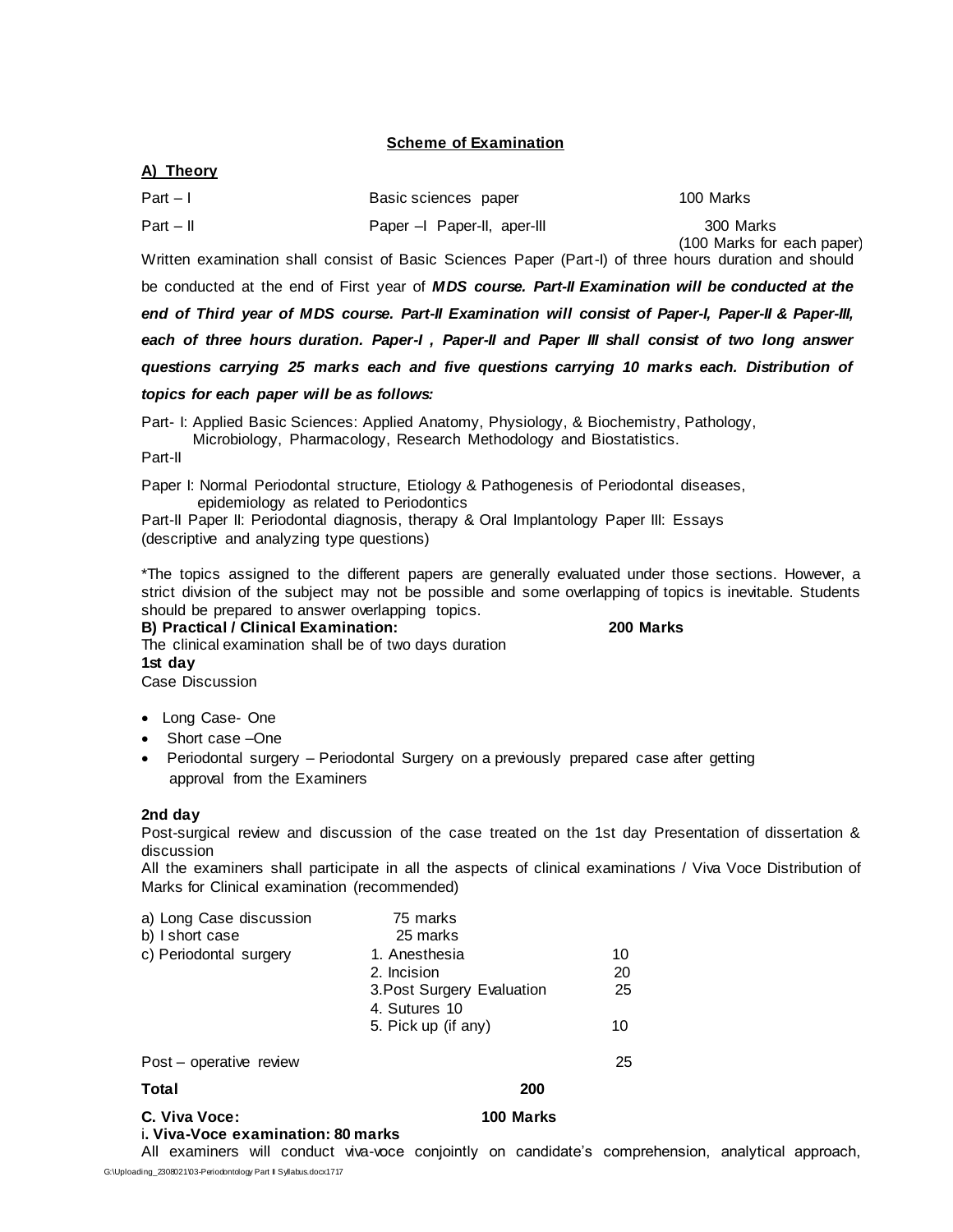## Scheme of Examination

### A) Theory

| | | |
|---|---|---|
| Part – I | Basic sciences paper | 100 Marks |
| Part – II | Paper –I Paper-II, aper-III | 300 Marks (100 Marks for each paper) |

Written examination shall consist of Basic Sciences Paper (Part-I) of three hours duration and should be conducted at the end of First year of ***MDS course. Part-II Examination will be conducted at the end of Third year of MDS course. Part-II Examination will consist of Paper-I, Paper-II & Paper-III, each of three hours duration. Paper-I , Paper-II and Paper III shall consist of two long answer questions carrying 25 marks each and five questions carrying 10 marks each. Distribution of topics for each paper will be as follows:***

Part- I: Applied Basic Sciences: Applied Anatomy, Physiology, & Biochemistry, Pathology, Microbiology, Pharmacology, Research Methodology and Biostatistics.

Part-II

Paper I: Normal Periodontal structure, Etiology & Pathogenesis of Periodontal diseases, epidemiology as related to Periodontics

Part-II Paper II: Periodontal diagnosis, therapy & Oral Implantology Paper III: Essays (descriptive and analyzing type questions)

*The topics assigned to the different papers are generally evaluated under those sections. However, a strict division of the subject may not be possible and some overlapping of topics is inevitable. Students should be prepared to answer overlapping topics.

**B) Practical / Clinical Examination:** **200 Marks**

The clinical examination shall be of two days duration

**1st day**

Case Discussion

- Long Case- One
- Short case –One
- Periodontal surgery – Periodontal Surgery on a previously prepared case after getting approval from the Examiners

**2nd day**

Post-surgical review and discussion of the case treated on the 1st day Presentation of dissertation & discussion

All the examiners shall participate in all the aspects of clinical examinations / Viva Voce Distribution of Marks for Clinical examination (recommended)

| | | |
|---|---|---|
| a) Long Case discussion | 75 marks | |
| b) I short case | 25 marks | |
| c) Periodontal surgery | 1. Anesthesia | 10 |
| | 2. Incision | 20 |
| | 3.Post Surgery Evaluation | 25 |
| | 4. Sutures 10 | |
| | 5. Pick up (if any) | 10 |
| Post – operative review | | 25 |
| **Total** | **200** | |

**C. Viva Voce:** **100 Marks**

**i. Viva-Voce examination: 80 marks**

All examiners will conduct viva-voce conjointly on candidate's comprehension, analytical approach,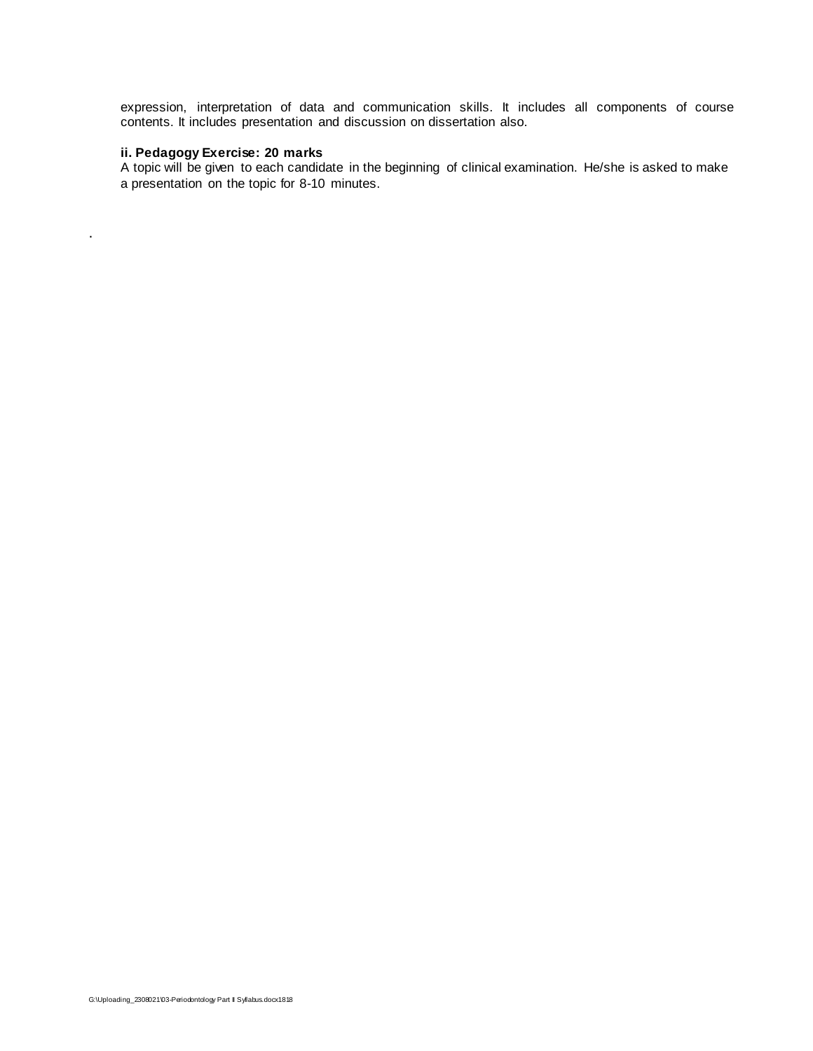expression, interpretation of data and communication skills. It includes all components of course contents. It includes presentation and discussion on dissertation also.

**ii. Pedagogy Exercise: 20 marks**

A topic will be given to each candidate in the beginning of clinical examination. He/she is asked to make a presentation on the topic for 8-10 minutes.

.